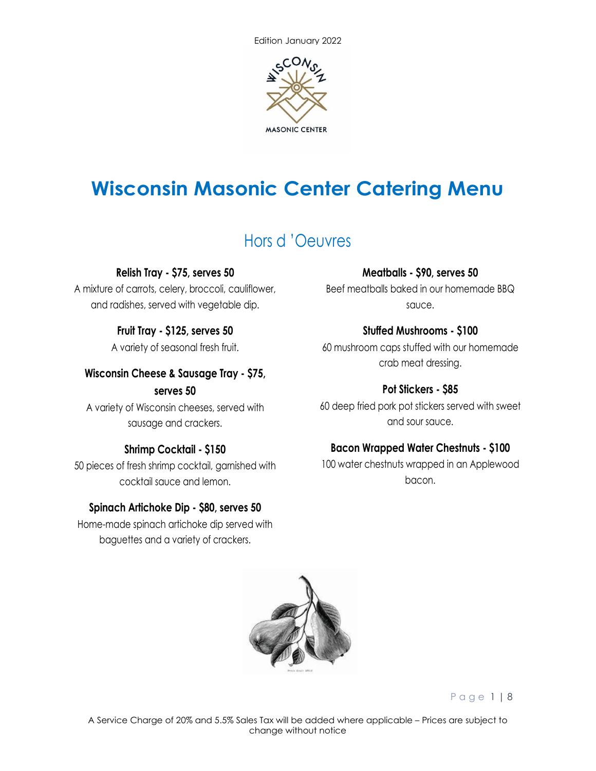Edition January 2022

# Wisconsin Masonic Center Catering Menu

## Hors d 'Oeuvres

**Relish Tray - $75, serves 50**

A mixture of carrots, celery, broccoli, cauliflower, and radishes, served with vegetable dip.

**Fruit Tray - $125, serves 50**

A variety of seasonal fresh fruit.

**Wisconsin Cheese & Sausage Tray - $75, serves 50**

A variety of Wisconsin cheeses, served with sausage and crackers.

**Shrimp Cocktail - $150**

50 pieces of fresh shrimp cocktail, garnished with cocktail sauce and lemon.

**Spinach Artichoke Dip - $80, serves 50**

Home-made spinach artichoke dip served with baguettes and a variety of crackers.

**Meatballs - $90, serves 50**

Beef meatballs baked in our homemade BBQ sauce.

**Stuffed Mushrooms - $100**

60 mushroom caps stuffed with our homemade crab meat dressing.

**Pot Stickers - $85**

60 deep fried pork pot stickers served with sweet and sour sauce.

**Bacon Wrapped Water Chestnuts - $100**

100 water chestnuts wrapped in an Applewood bacon.

A Service Charge of 20% and 5.5% Sales Tax will be added where applicable – Prices are subject to change without notice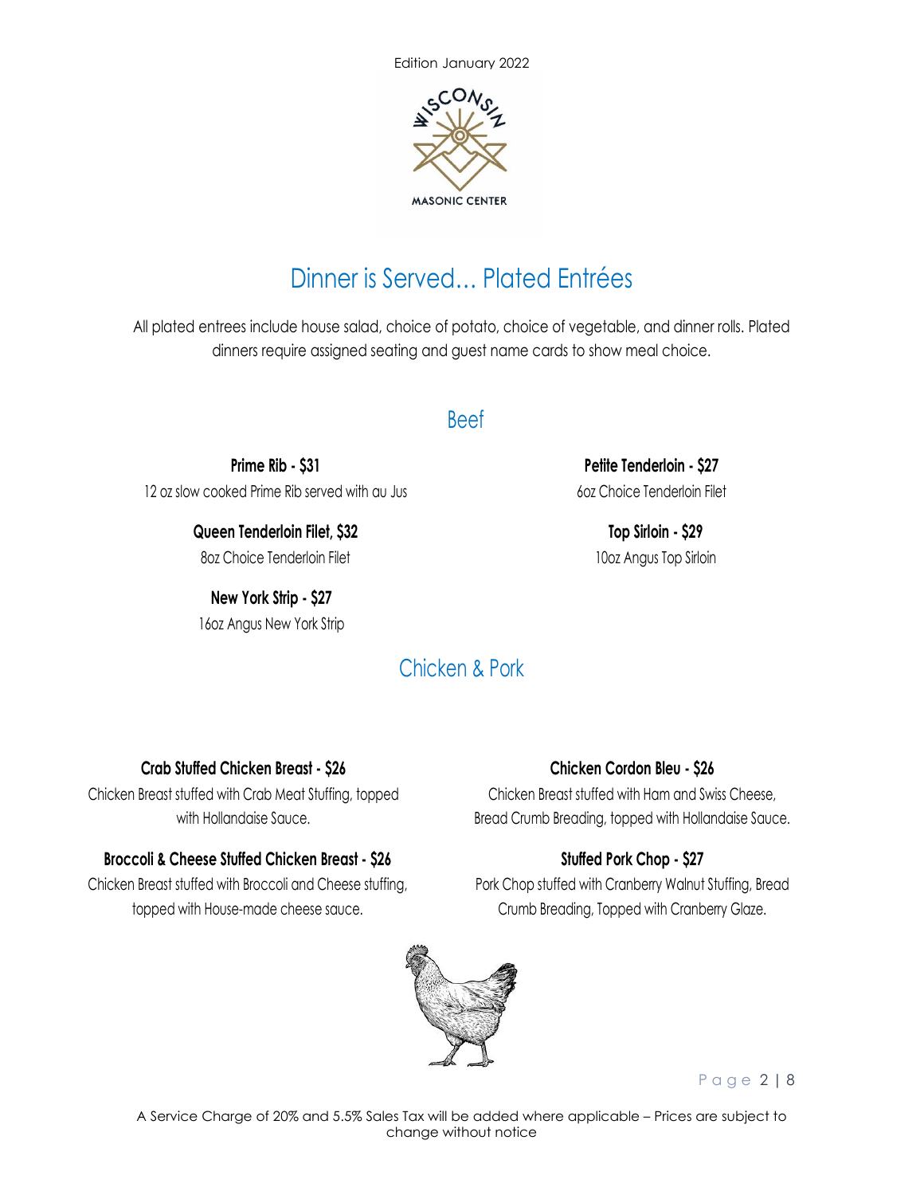Edition January 2022

# Dinner is Served… Plated Entrées

All plated entrees include house salad, choice of potato, choice of vegetable, and dinner rolls. Plated dinners require assigned seating and guest name cards to show meal choice.

## Beef

**Prime Rib - $31**
12 oz slow cooked Prime Rib served with au Jus

**Queen Tenderloin Filet, $32**
8oz Choice Tenderloin Filet

**New York Strip - $27**
16oz Angus New York Strip

**Petite Tenderloin - $27**
6oz Choice Tenderloin Filet

**Top Sirloin - $29**
10oz Angus Top Sirloin

## Chicken & Pork

**Crab Stuffed Chicken Breast - $26**
Chicken Breast stuffed with Crab Meat Stuffing, topped with Hollandaise Sauce.

**Broccoli & Cheese Stuffed Chicken Breast - $26**
Chicken Breast stuffed with Broccoli and Cheese stuffing, topped with House-made cheese sauce.

**Chicken Cordon Bleu - $26**
Chicken Breast stuffed with Ham and Swiss Cheese, Bread Crumb Breading, topped with Hollandaise Sauce.

**Stuffed Pork Chop - $27**
Pork Chop stuffed with Cranberry Walnut Stuffing, Bread Crumb Breading, Topped with Cranberry Glaze.

A Service Charge of 20% and 5.5% Sales Tax will be added where applicable – Prices are subject to change without notice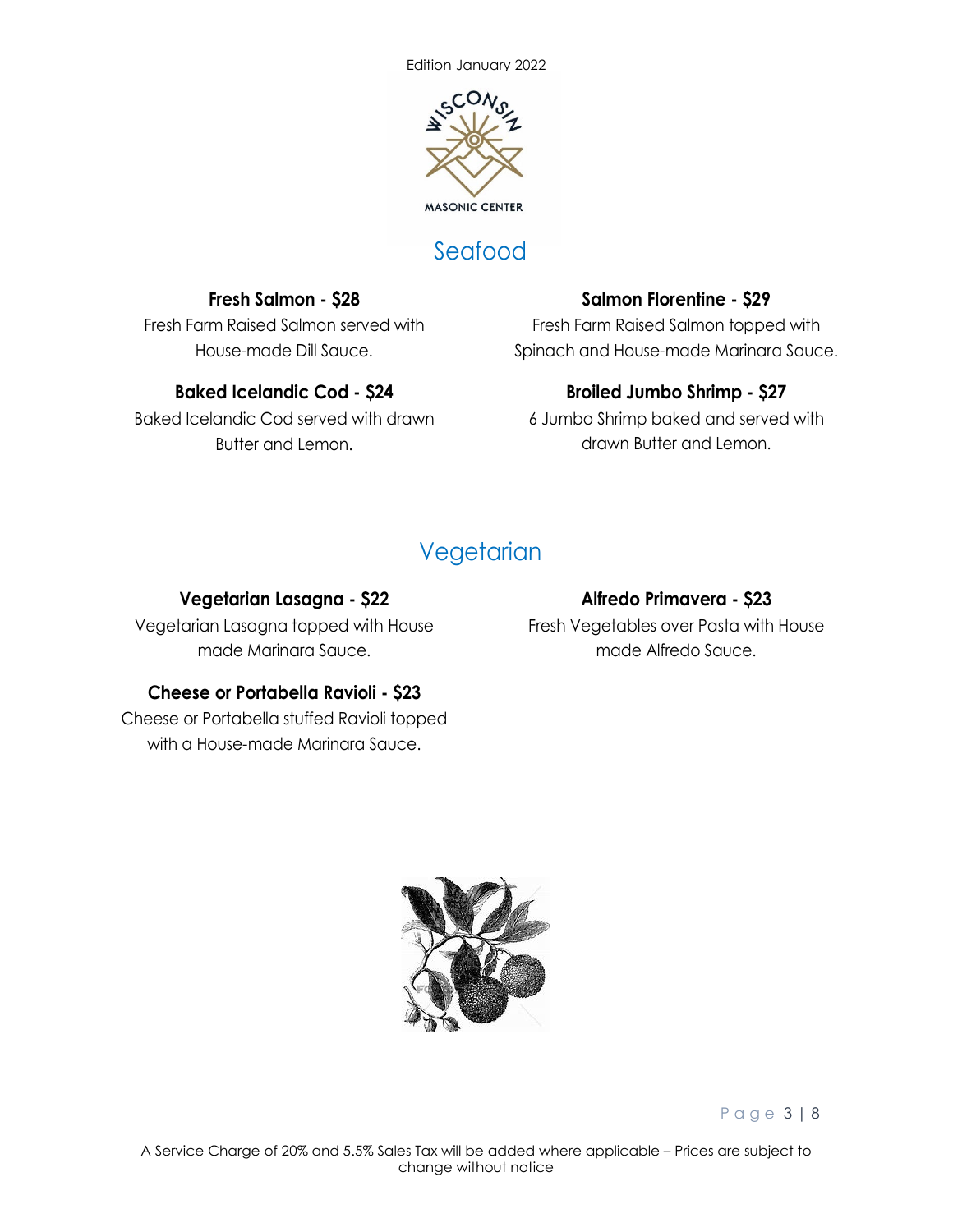## Seafood

**Fresh Salmon - $28**
Fresh Farm Raised Salmon served with House-made Dill Sauce.

**Salmon Florentine - $29**
Fresh Farm Raised Salmon topped with Spinach and House-made Marinara Sauce.

**Baked Icelandic Cod - $24**
Baked Icelandic Cod served with drawn Butter and Lemon.

**Broiled Jumbo Shrimp - $27**
6 Jumbo Shrimp baked and served with drawn Butter and Lemon.

## Vegetarian

**Vegetarian Lasagna - $22**
Vegetarian Lasagna topped with House made Marinara Sauce.

**Alfredo Primavera - $23**
Fresh Vegetables over Pasta with House made Alfredo Sauce.

**Cheese or Portabella Ravioli - $23**
Cheese or Portabella stuffed Ravioli topped with a House-made Marinara Sauce.

A Service Charge of 20% and 5.5% Sales Tax will be added where applicable – Prices are subject to change without notice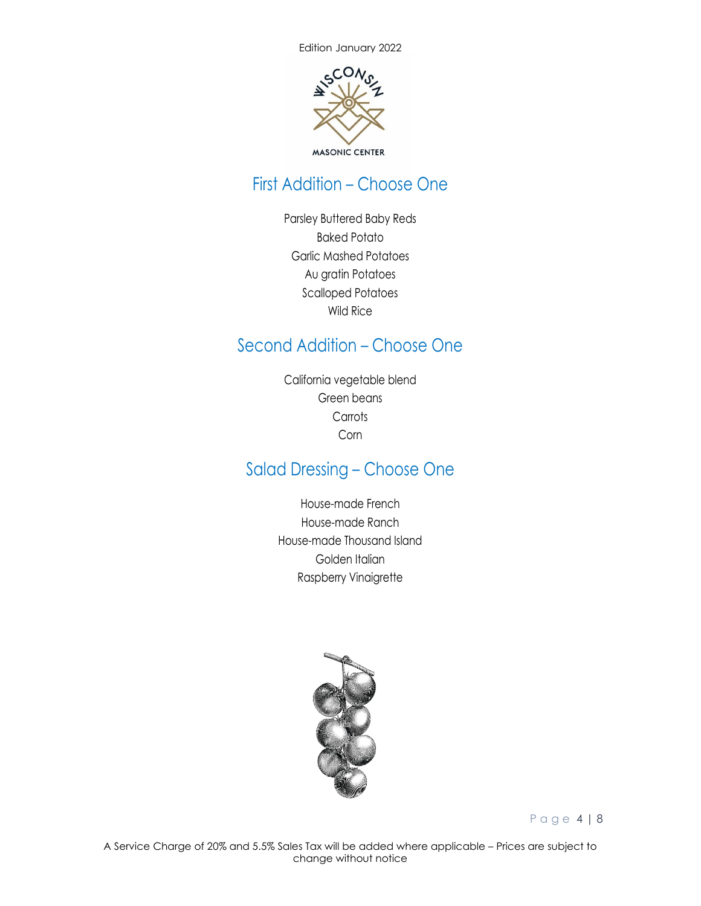## First Addition – Choose One

Parsley Buttered Baby Reds
Baked Potato
Garlic Mashed Potatoes
Au gratin Potatoes
Scalloped Potatoes
Wild Rice

## Second Addition – Choose One

California vegetable blend
Green beans
Carrots
Corn

## Salad Dressing – Choose One

House-made French
House-made Ranch
House-made Thousand Island
Golden Italian
Raspberry Vinaigrette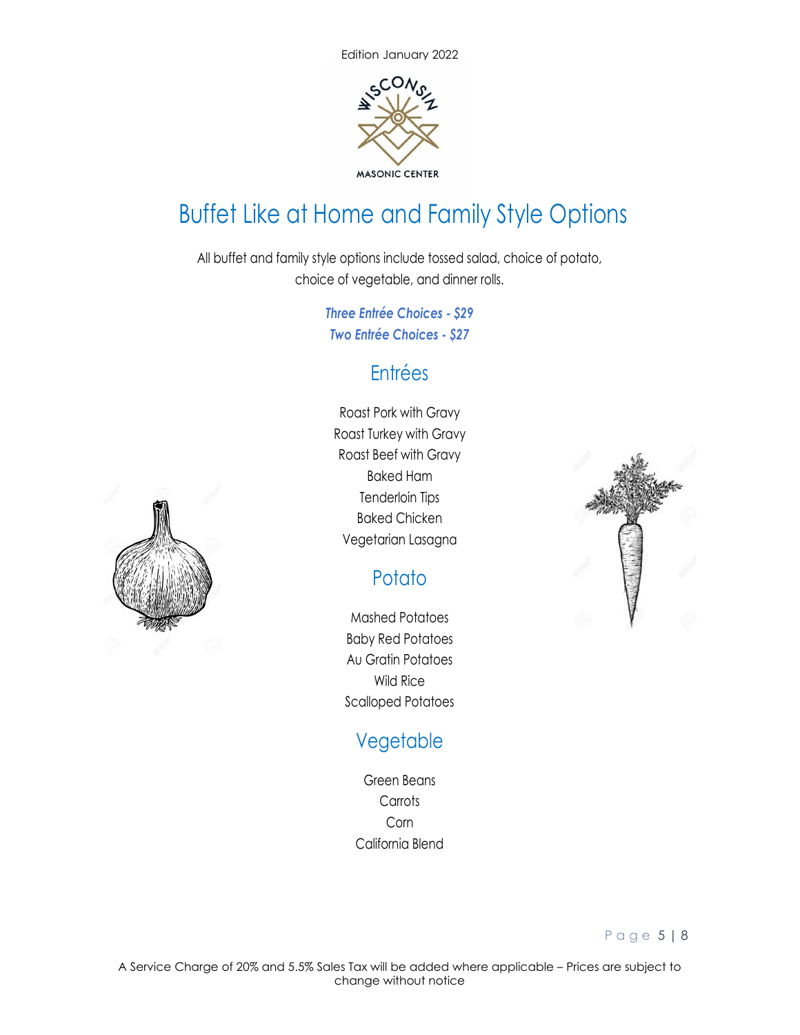Edition January 2022

WISCONSIN MASONIC CENTER

# Buffet Like at Home and Family Style Options

All buffet and family style options include tossed salad, choice of potato, choice of vegetable, and dinner rolls.

***Three Entrée Choices - $29***
***Two Entrée Choices - $27***

## Entrées

Roast Pork with Gravy
Roast Turkey with Gravy
Roast Beef with Gravy
Baked Ham
Tenderloin Tips
Baked Chicken
Vegetarian Lasagna

## Potato

Mashed Potatoes
Baby Red Potatoes
Au Gratin Potatoes
Wild Rice
Scalloped Potatoes

## Vegetable

Green Beans
Carrots
Corn
California Blend

A Service Charge of 20% and 5.5% Sales Tax will be added where applicable – Prices are subject to change without notice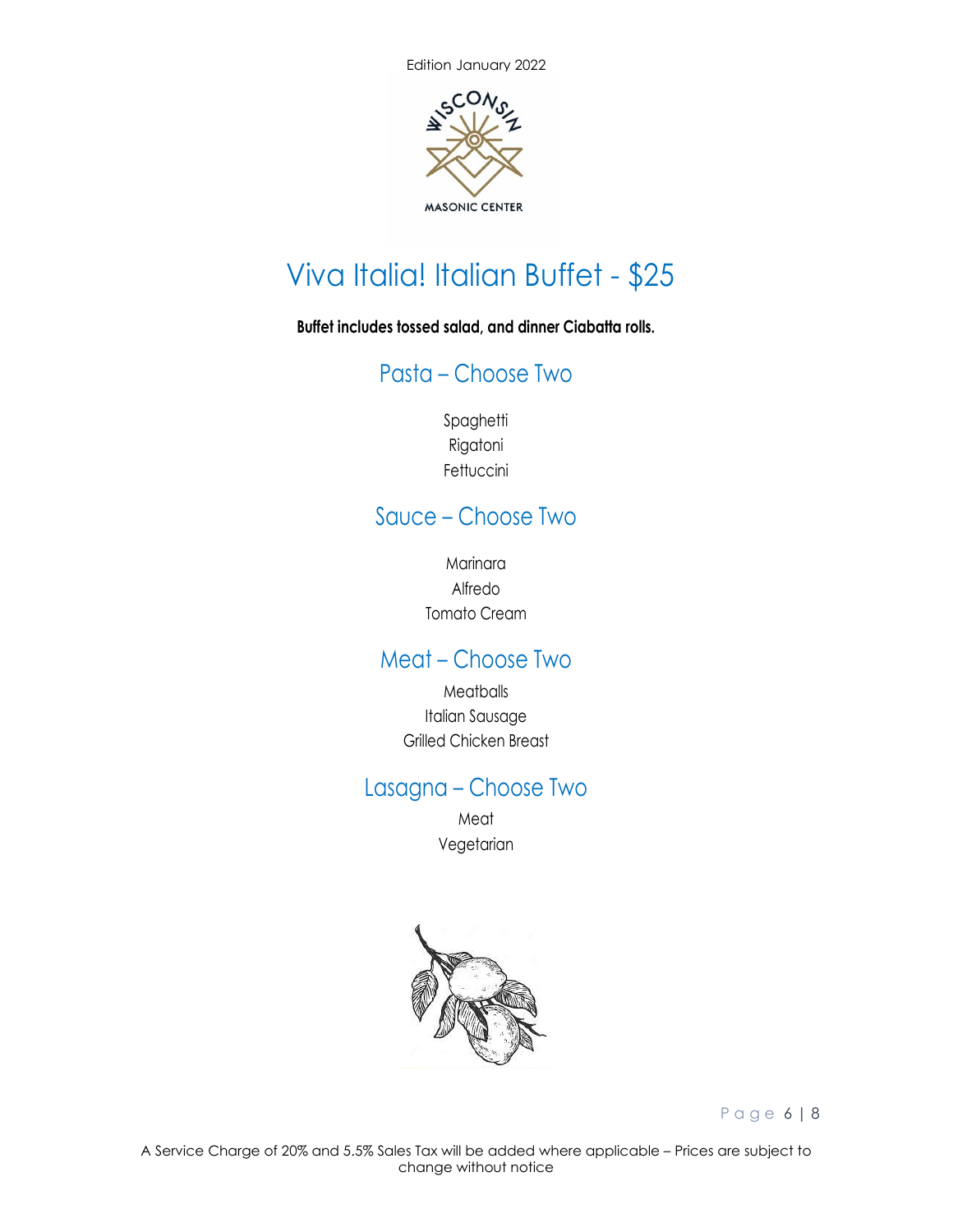# Viva Italia! Italian Buffet - $25

**Buffet includes tossed salad, and dinner Ciabatta rolls.**

## Pasta – Choose Two

Spaghetti
Rigatoni
Fettuccini

## Sauce – Choose Two

Marinara
Alfredo
Tomato Cream

## Meat – Choose Two

Meatballs
Italian Sausage
Grilled Chicken Breast

## Lasagna – Choose Two

Meat
Vegetarian

A Service Charge of 20% and 5.5% Sales Tax will be added where applicable – Prices are subject to change without notice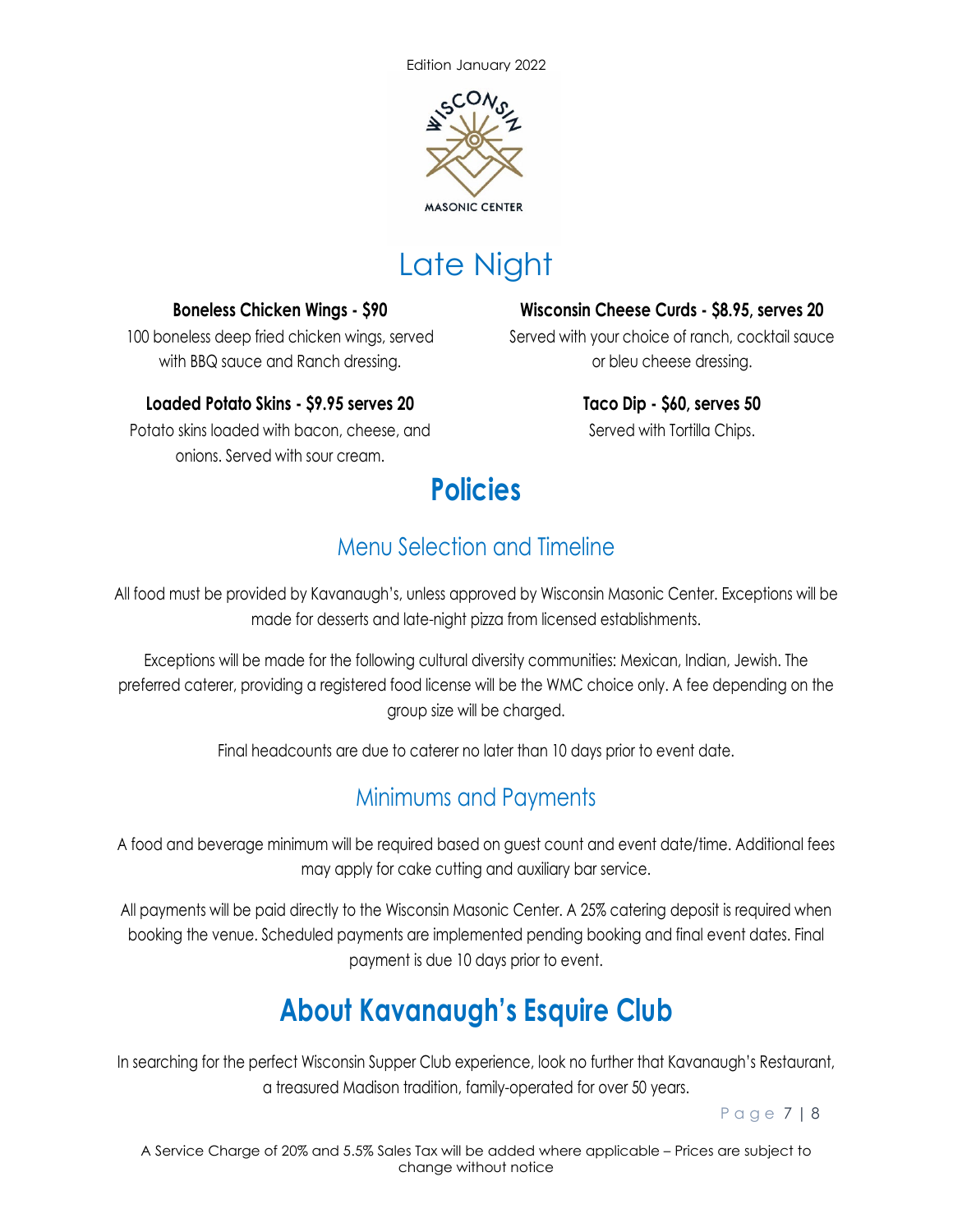Edition January 2022

# Late Night

**Boneless Chicken Wings - $90**

100 boneless deep fried chicken wings, served with BBQ sauce and Ranch dressing.

**Loaded Potato Skins - $9.95 serves 20**

Potato skins loaded with bacon, cheese, and onions. Served with sour cream.

**Wisconsin Cheese Curds - $8.95, serves 20**

Served with your choice of ranch, cocktail sauce or bleu cheese dressing.

**Taco Dip - $60, serves 50**

Served with Tortilla Chips.

# Policies

## Menu Selection and Timeline

All food must be provided by Kavanaugh's, unless approved by Wisconsin Masonic Center. Exceptions will be made for desserts and late-night pizza from licensed establishments.

Exceptions will be made for the following cultural diversity communities: Mexican, Indian, Jewish. The preferred caterer, providing a registered food license will be the WMC choice only. A fee depending on the group size will be charged.

Final headcounts are due to caterer no later than 10 days prior to event date.

## Minimums and Payments

A food and beverage minimum will be required based on guest count and event date/time. Additional fees may apply for cake cutting and auxiliary bar service.

All payments will be paid directly to the Wisconsin Masonic Center. A 25% catering deposit is required when booking the venue. Scheduled payments are implemented pending booking and final event dates. Final payment is due 10 days prior to event.

# About Kavanaugh's Esquire Club

In searching for the perfect Wisconsin Supper Club experience, look no further that Kavanaugh's Restaurant, a treasured Madison tradition, family-operated for over 50 years.

A Service Charge of 20% and 5.5% Sales Tax will be added where applicable – Prices are subject to change without notice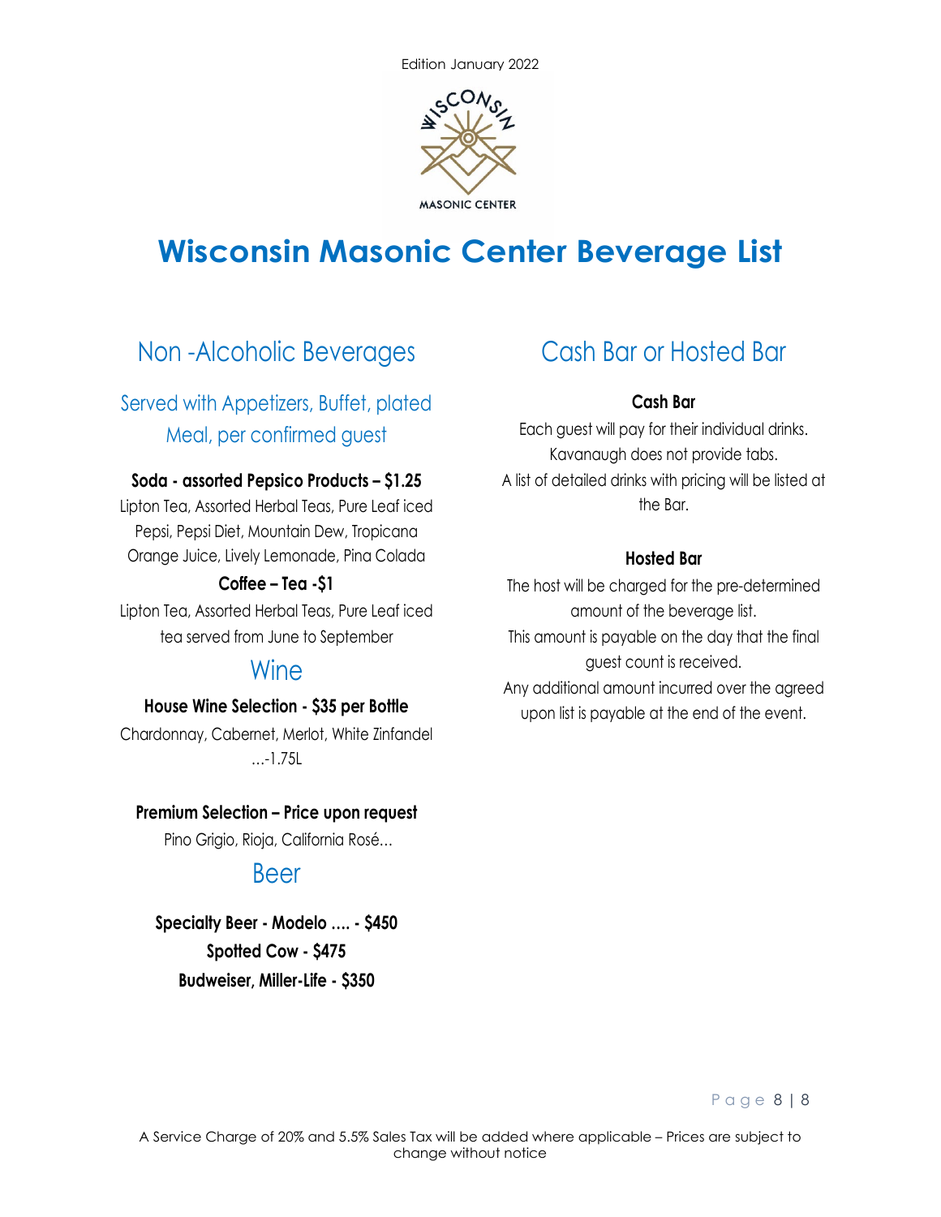Edition January 2022

WISCONSIN MASONIC CENTER

# Wisconsin Masonic Center Beverage List

## Non -Alcoholic Beverages

### Served with Appetizers, Buffet, plated Meal, per confirmed guest

**Soda - assorted Pepsico Products – $1.25**

Lipton Tea, Assorted Herbal Teas, Pure Leaf iced Pepsi, Pepsi Diet, Mountain Dew, Tropicana Orange Juice, Lively Lemonade, Pina Colada

**Coffee – Tea -$1**

Lipton Tea, Assorted Herbal Teas, Pure Leaf iced tea served from June to September

## Wine

**House Wine Selection - $35 per Bottle**

Chardonnay, Cabernet, Merlot, White Zinfandel …-1.75L

**Premium Selection – Price upon request**

Pino Grigio, Rioja, California Rosé…

## Beer

**Specialty Beer - Modelo …. - $450**

**Spotted Cow - $475**

**Budweiser, Miller-Life - $350**

## Cash Bar or Hosted Bar

**Cash Bar**

Each guest will pay for their individual drinks. Kavanaugh does not provide tabs.
A list of detailed drinks with pricing will be listed at the Bar.

**Hosted Bar**

The host will be charged for the pre-determined amount of the beverage list.
This amount is payable on the day that the final guest count is received.
Any additional amount incurred over the agreed upon list is payable at the end of the event.

A Service Charge of 20% and 5.5% Sales Tax will be added where applicable – Prices are subject to change without notice